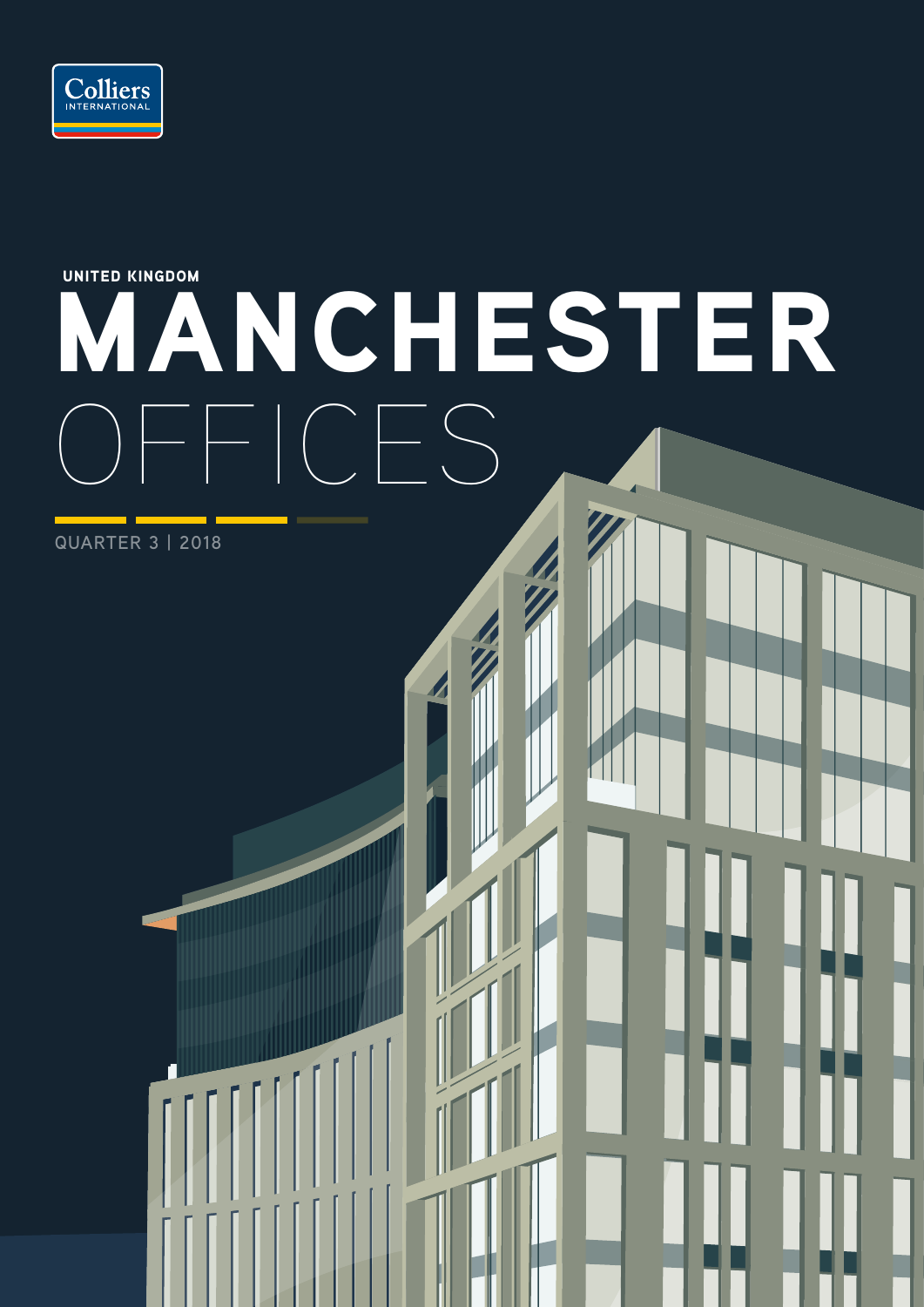Colliers INTERNATIONAL

UNITED KINGDOM

# MANCHESTER OFFICES

QUARTER 3 | 2018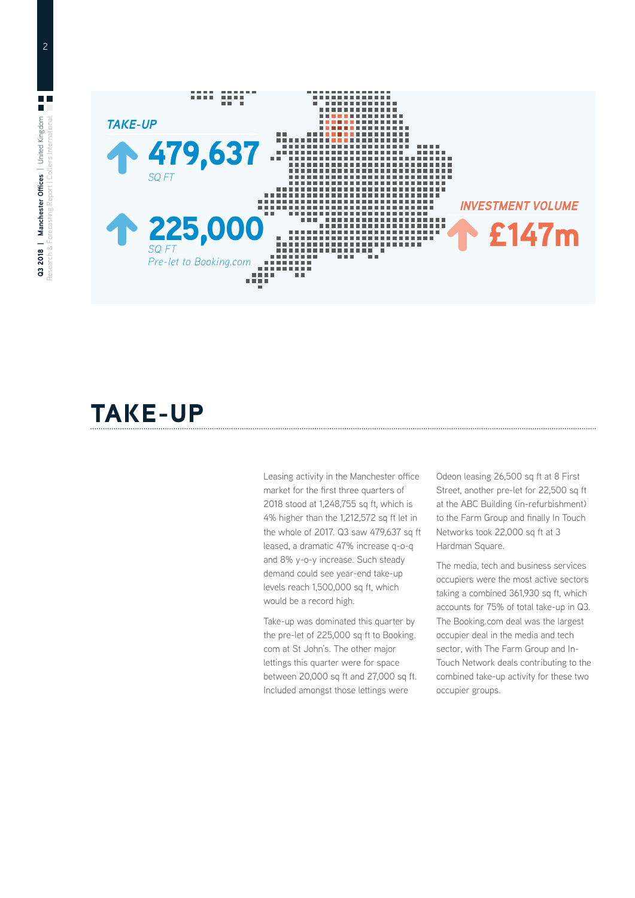**TAKE-UP**

**479,637**
SQ FT

**225,000**
SQ FT
*Pre-let to Booking.com*

**INVESTMENT VOLUME**

**£147m**

# TAKE-UP

Leasing activity in the Manchester office market for the first three quarters of 2018 stood at 1,248,755 sq ft, which is 4% higher than the 1,212,572 sq ft let in the whole of 2017. Q3 saw 479,637 sq ft leased, a dramatic 47% increase q-o-q and 8% y-o-y increase. Such steady demand could see year-end take-up levels reach 1,500,000 sq ft, which would be a record high.

Take-up was dominated this quarter by the pre-let of 225,000 sq ft to Booking.com at St John's. The other major lettings this quarter were for space between 20,000 sq ft and 27,000 sq ft. Included amongst those lettings were Odeon leasing 26,500 sq ft at 8 First Street, another pre-let for 22,500 sq ft at the ABC Building (in-refurbishment) to the Farm Group and finally In Touch Networks took 22,000 sq ft at 3 Hardman Square.

The media, tech and business services occupiers were the most active sectors taking a combined 361,930 sq ft, which accounts for 75% of total take-up in Q3. The Booking.com deal was the largest occupier deal in the media and tech sector, with The Farm Group and In-Touch Network deals contributing to the combined take-up activity for these two occupier groups.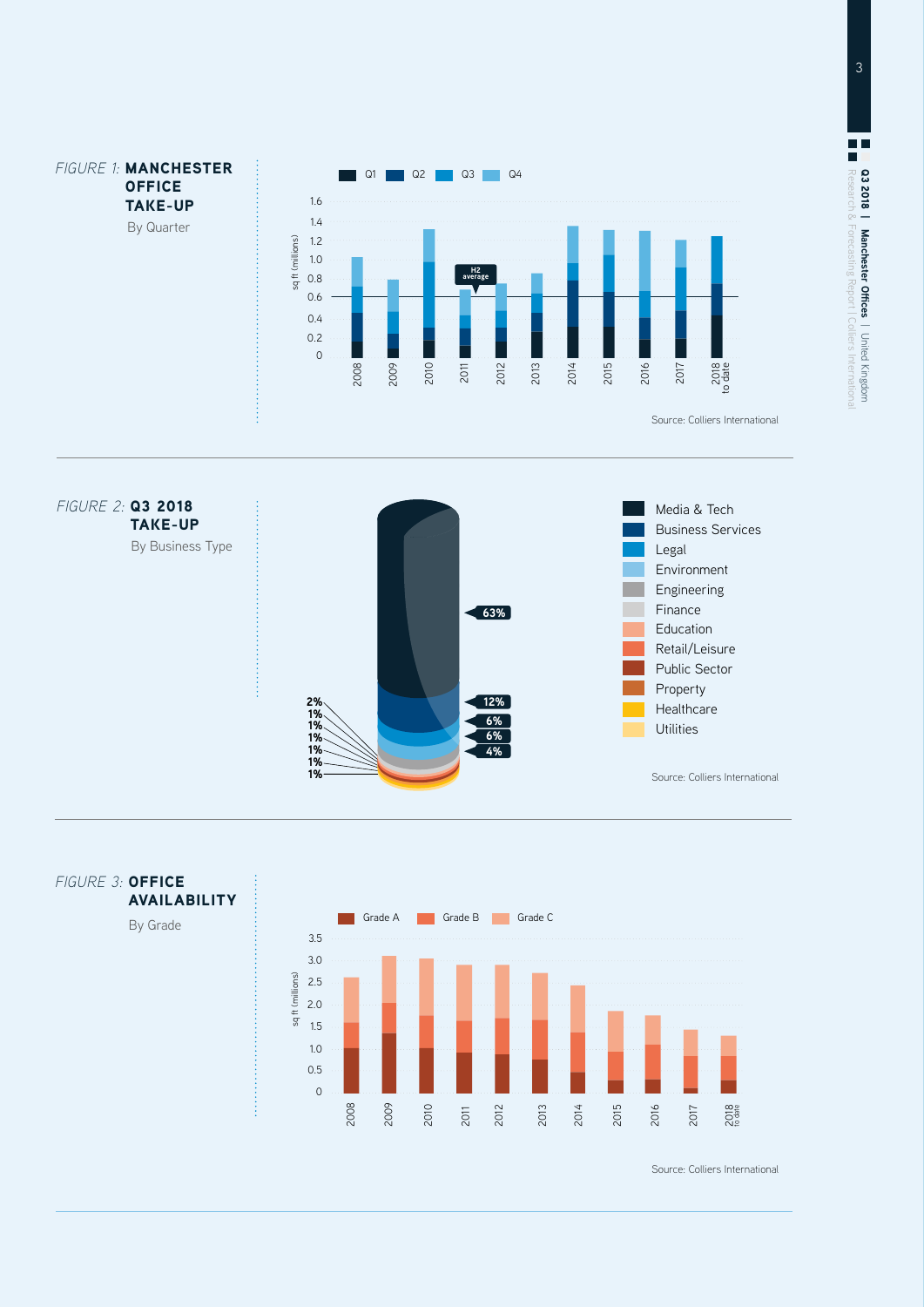*FIGURE 1:* **MANCHESTER OFFICE TAKE-UP**

By Quarter

Q1 Q2 Q3 Q4

H2 average

Source: Colliers International

*FIGURE 2:* **Q3 2018 TAKE-UP**

By Business Type

63%, 12%, 6%, 6%, 4%, 2%, 1%, 1%, 1%, 1%, 1%, 1%

- Media & Tech
- Business Services
- Legal
- Environment
- Engineering
- Finance
- Education
- Retail/Leisure
- Public Sector
- Property
- Healthcare
- Utilities

Source: Colliers International

*FIGURE 3:* **OFFICE AVAILABILITY**

By Grade

Grade A Grade B Grade C

Source: Colliers International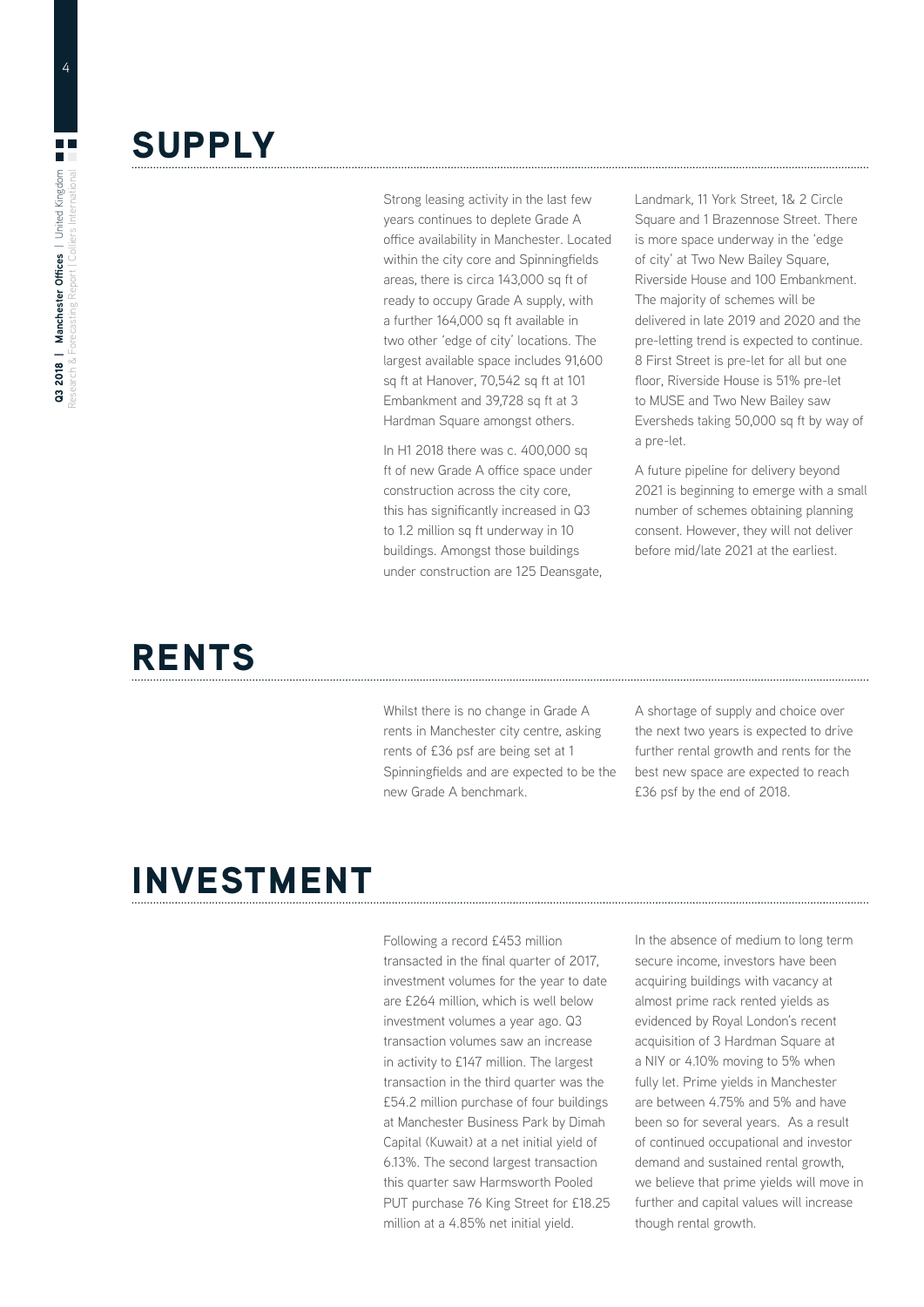## SUPPLY

Strong leasing activity in the last few years continues to deplete Grade A office availability in Manchester. Located within the city core and Spinningfields areas, there is circa 143,000 sq ft of ready to occupy Grade A supply, with a further 164,000 sq ft available in two other 'edge of city' locations. The largest available space includes 91,600 sq ft at Hanover, 70,542 sq ft at 101 Embankment and 39,728 sq ft at 3 Hardman Square amongst others.

In H1 2018 there was c. 400,000 sq ft of new Grade A office space under construction across the city core, this has significantly increased in Q3 to 1.2 million sq ft underway in 10 buildings. Amongst those buildings under construction are 125 Deansgate, Landmark, 11 York Street, 1& 2 Circle Square and 1 Brazennose Street. There is more space underway in the 'edge of city' at Two New Bailey Square, Riverside House and 100 Embankment. The majority of schemes will be delivered in late 2019 and 2020 and the pre-letting trend is expected to continue. 8 First Street is pre-let for all but one floor, Riverside House is 51% pre-let to MUSE and Two New Bailey saw Eversheds taking 50,000 sq ft by way of a pre-let.

A future pipeline for delivery beyond 2021 is beginning to emerge with a small number of schemes obtaining planning consent. However, they will not deliver before mid/late 2021 at the earliest.

## RENTS

Whilst there is no change in Grade A rents in Manchester city centre, asking rents of £36 psf are being set at 1 Spinningfields and are expected to be the new Grade A benchmark.

A shortage of supply and choice over the next two years is expected to drive further rental growth and rents for the best new space are expected to reach £36 psf by the end of 2018.

## INVESTMENT

Following a record £453 million transacted in the final quarter of 2017, investment volumes for the year to date are £264 million, which is well below investment volumes a year ago. Q3 transaction volumes saw an increase in activity to £147 million. The largest transaction in the third quarter was the £54.2 million purchase of four buildings at Manchester Business Park by Dimah Capital (Kuwait) at a net initial yield of 6.13%. The second largest transaction this quarter saw Harmsworth Pooled PUT purchase 76 King Street for £18.25 million at a 4.85% net initial yield.

In the absence of medium to long term secure income, investors have been acquiring buildings with vacancy at almost prime rack rented yields as evidenced by Royal London's recent acquisition of 3 Hardman Square at a NIY or 4.10% moving to 5% when fully let. Prime yields in Manchester are between 4.75% and 5% and have been so for several years. As a result of continued occupational and investor demand and sustained rental growth, we believe that prime yields will move in further and capital values will increase though rental growth.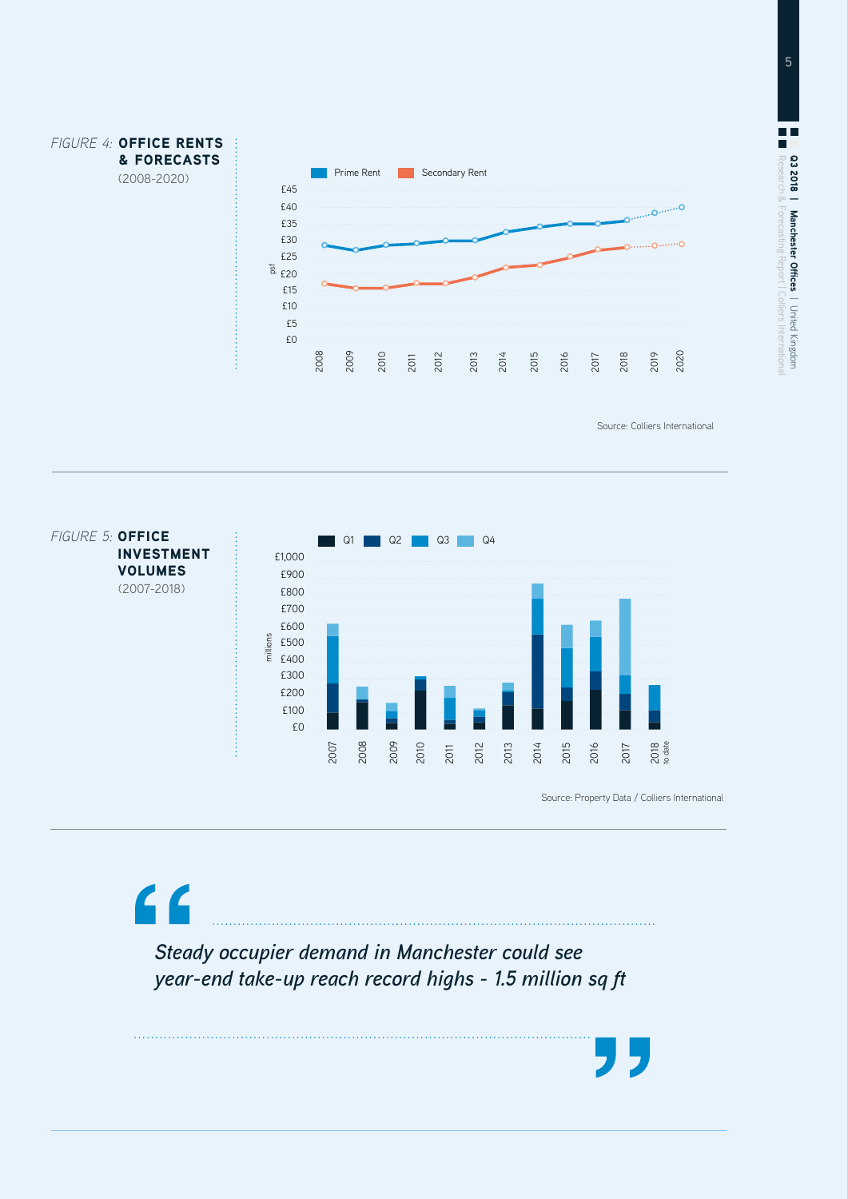*FIGURE 4:* **OFFICE RENTS & FORECASTS** (2008-2020)

Source: Colliers International

*FIGURE 5:* **OFFICE INVESTMENT VOLUMES** (2007-2018)

Source: Property Data / Colliers International

> *Steady occupier demand in Manchester could see year-end take-up reach record highs - 1.5 million sq ft*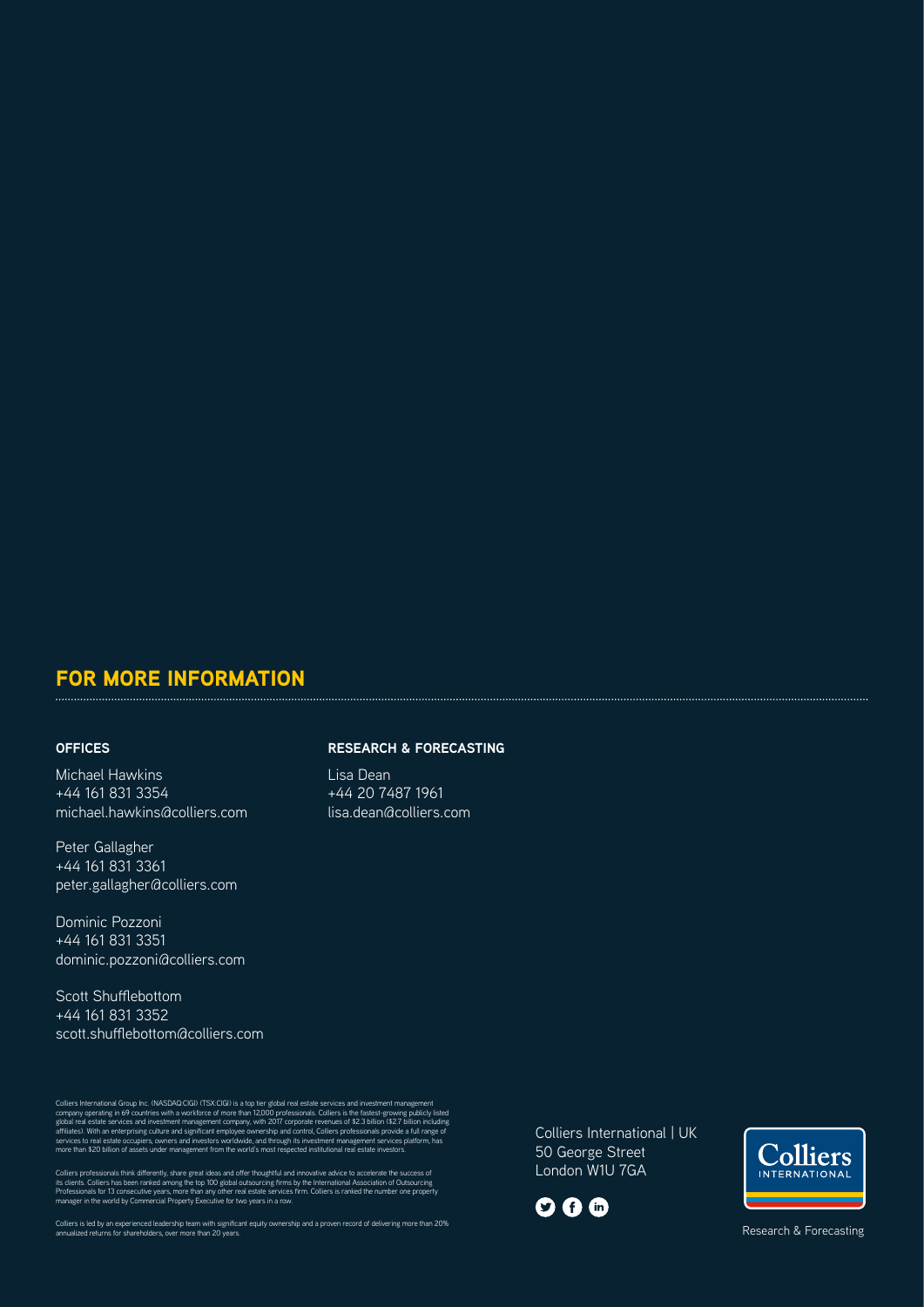## FOR MORE INFORMATION

**OFFICES**

Michael Hawkins
+44 161 831 3354
michael.hawkins@colliers.com

Peter Gallagher
+44 161 831 3361
peter.gallagher@colliers.com

Dominic Pozzoni
+44 161 831 3351
dominic.pozzoni@colliers.com

Scott Shufflebottom
+44 161 831 3352
scott.shufflebottom@colliers.com

**RESEARCH & FORECASTING**

Lisa Dean
+44 20 7487 1961
lisa.dean@colliers.com

Colliers International Group Inc. (NASDAQ:CIGI) (TSX:CIGI) is a top tier global real estate services and investment management company operating in 69 countries with a workforce of more than 12,000 professionals. Colliers is the fastest-growing publicly listed global real estate services and investment management company, with 2017 corporate revenues of $2.3 billion ($2.7 billion including affiliates). With an enterprising culture and significant employee ownership and control, Colliers professionals provide a full range of services to real estate occupiers, owners and investors worldwide, and through its investment management services platform, has more than $20 billion of assets under management from the world's most respected institutional real estate investors.

Colliers professionals think differently, share great ideas and offer thoughtful and innovative advice to accelerate the success of its clients. Colliers has been ranked among the top 100 global outsourcing firms by the International Association of Outsourcing Professionals for 13 consecutive years, more than any other real estate services firm. Colliers is ranked the number one property manager in the world by Commercial Property Executive for two years in a row.

Colliers is led by an experienced leadership team with significant equity ownership and a proven record of delivering more than 20% annualized returns for shareholders, over more than 20 years.

Colliers International | UK
50 George Street
London W1U 7GA

Research & Forecasting